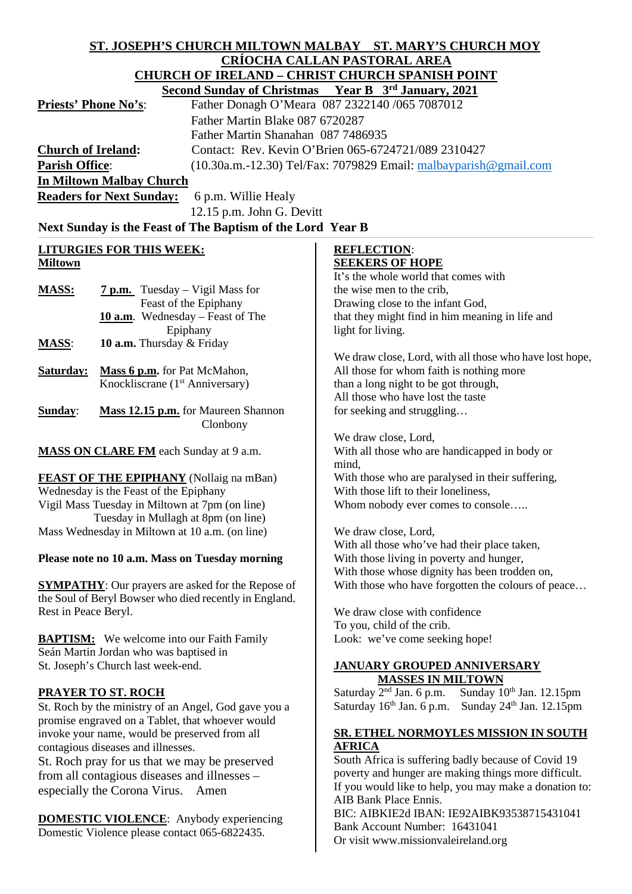# ST. JOSEPH'S CHURCH MILTOWN MALBAY ST. MARY'S CHURCH MOY

## CRÍOCHA CALLAN PASTORAL AREA

## CHURCH OF IRELAND – CHRIST CHURCH SPANISH POINT

**Second Sunday of Christmas Year B 3rd January, 2021**

**Priests' Phone No's**: Father Donagh O'Meara 087 2322140 /065 7087012
Father Martin Blake 087 6720287
Father Martin Shanahan 087 7486935

**Church of Ireland:** Contact: Rev. Kevin O'Brien 065-6724721/089 2310427

**Parish Office**: (10.30a.m.-12.30) Tel/Fax: 7079829 Email: malbayparish@gmail.com

**In Miltown Malbay Church**

**Readers for Next Sunday:** 6 p.m. Willie Healy
12.15 p.m. John G. Devitt

**Next Sunday is the Feast of The Baptism of the Lord Year B**

**LITURGIES FOR THIS WEEK:**
**Miltown**

**MASS:** **7 p.m.** Tuesday – Vigil Mass for Feast of the Epiphany
**10 a.m**. Wednesday – Feast of The Epiphany

**MASS**: **10 a.m.** Thursday & Friday

**Saturday:** **Mass 6 p.m.** for Pat McMahon, Knockliscrane (1st Anniversary)

**Sunday**: **Mass 12.15 p.m.** for Maureen Shannon Clonbony

**MASS ON CLARE FM** each Sunday at 9 a.m.

**FEAST OF THE EPIPHANY** (Nollaig na mBan)
Wednesday is the Feast of the Epiphany
Vigil Mass Tuesday in Miltown at 7pm (on line)
Tuesday in Mullagh at 8pm (on line)
Mass Wednesday in Miltown at 10 a.m. (on line)

**Please note no 10 a.m. Mass on Tuesday morning**

**SYMPATHY**: Our prayers are asked for the Repose of the Soul of Beryl Bowser who died recently in England. Rest in Peace Beryl.

**BAPTISM:** We welcome into our Faith Family Seán Martin Jordan who was baptised in St. Joseph's Church last week-end.

**PRAYER TO ST. ROCH**

St. Roch by the ministry of an Angel, God gave you a promise engraved on a Tablet, that whoever would invoke your name, would be preserved from all contagious diseases and illnesses.
St. Roch pray for us that we may be preserved from all contagious diseases and illnesses – especially the Corona Virus. Amen

**DOMESTIC VIOLENCE**: Anybody experiencing Domestic Violence please contact 065-6822435.

**REFLECTION**:
**SEEKERS OF HOPE**

It's the whole world that comes with
the wise men to the crib,
Drawing close to the infant God,
that they might find in him meaning in life and light for living.

We draw close, Lord, with all those who have lost hope,
All those for whom faith is nothing more
than a long night to be got through,
All those who have lost the taste
for seeking and struggling…

We draw close, Lord,
With all those who are handicapped in body or mind,
With those who are paralysed in their suffering,
With those lift to their loneliness,
Whom nobody ever comes to console…..

We draw close, Lord,
With all those who've had their place taken,
With those living in poverty and hunger,
With those whose dignity has been trodden on,
With those who have forgotten the colours of peace…

We draw close with confidence
To you, child of the crib.
Look: we've come seeking hope!

**JANUARY GROUPED ANNIVERSARY MASSES IN MILTOWN**

Saturday 2nd Jan. 6 p.m. Sunday 10th Jan. 12.15pm
Saturday 16th Jan. 6 p.m. Sunday 24th Jan. 12.15pm

**SR. ETHEL NORMOYLES MISSION IN SOUTH AFRICA**

South Africa is suffering badly because of Covid 19 poverty and hunger are making things more difficult. If you would like to help, you may make a donation to:
AIB Bank Place Ennis.
BIC: AIBKIE2d IBAN: IE92AIBK93538715431041
Bank Account Number: 16431041
Or visit www.missionvaleireland.org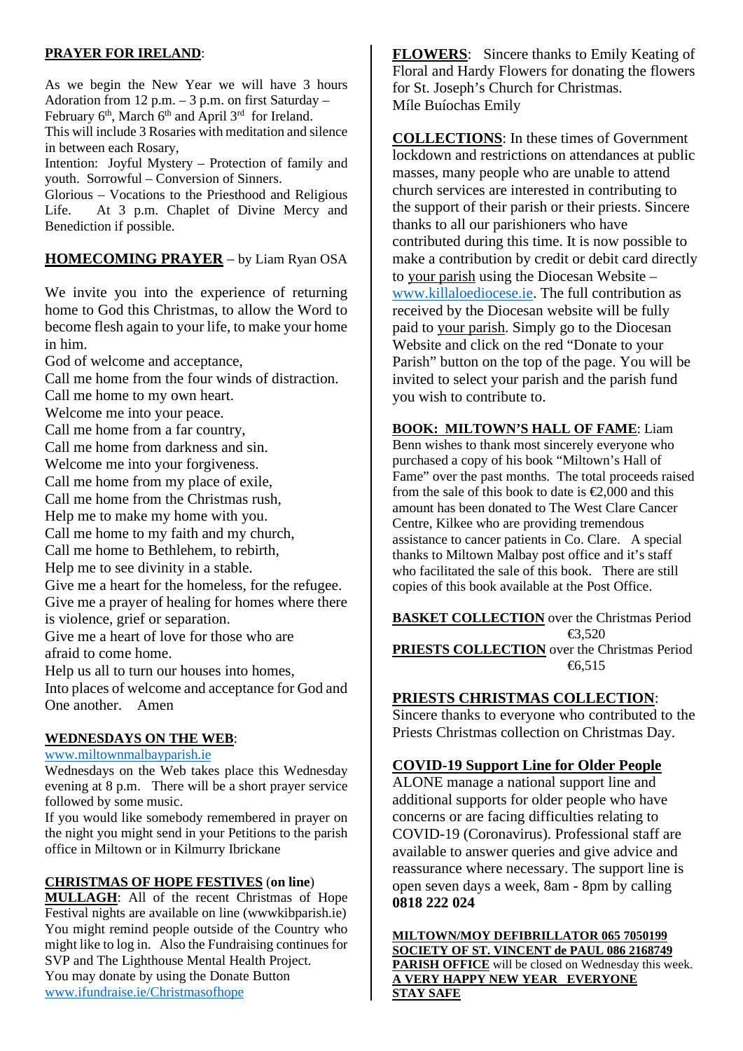**PRAYER FOR IRELAND**:

As we begin the New Year we will have 3 hours Adoration from 12 p.m. – 3 p.m. on first Saturday – February 6th, March 6th and April 3rd for Ireland.
This will include 3 Rosaries with meditation and silence in between each Rosary,
Intention: Joyful Mystery – Protection of family and youth. Sorrowful – Conversion of Sinners.
Glorious – Vocations to the Priesthood and Religious Life. At 3 p.m. Chaplet of Divine Mercy and Benediction if possible.

**HOMECOMING PRAYER** – by Liam Ryan OSA

We invite you into the experience of returning home to God this Christmas, to allow the Word to become flesh again to your life, to make your home in him.
God of welcome and acceptance,
Call me home from the four winds of distraction.
Call me home to my own heart.
Welcome me into your peace.
Call me home from a far country,
Call me home from darkness and sin.
Welcome me into your forgiveness.
Call me home from my place of exile,
Call me home from the Christmas rush,
Help me to make my home with you.
Call me home to my faith and my church,
Call me home to Bethlehem, to rebirth,
Help me to see divinity in a stable.
Give me a heart for the homeless, for the refugee.
Give me a prayer of healing for homes where there is violence, grief or separation.
Give me a heart of love for those who are afraid to come home.
Help us all to turn our houses into homes,
Into places of welcome and acceptance for God and One another. Amen

**WEDNESDAYS ON THE WEB**:
www.miltownmalbayparish.ie
Wednesdays on the Web takes place this Wednesday evening at 8 p.m. There will be a short prayer service followed by some music.
If you would like somebody remembered in prayer on the night you might send in your Petitions to the parish office in Miltown or in Kilmurry Ibrickane

**CHRISTMAS OF HOPE FESTIVES** (**on line**)
**MULLAGH**: All of the recent Christmas of Hope Festival nights are available on line (wwwkibparish.ie) You might remind people outside of the Country who might like to log in. Also the Fundraising continues for SVP and The Lighthouse Mental Health Project.
You may donate by using the Donate Button
www.ifundraise.ie/Christmasofhope

**FLOWERS**: Sincere thanks to Emily Keating of Floral and Hardy Flowers for donating the flowers for St. Joseph's Church for Christmas.
Míle Buíochas Emily

**COLLECTIONS**: In these times of Government lockdown and restrictions on attendances at public masses, many people who are unable to attend church services are interested in contributing to the support of their parish or their priests. Sincere thanks to all our parishioners who have contributed during this time. It is now possible to make a contribution by credit or debit card directly to your parish using the Diocesan Website – www.killaloediocese.ie. The full contribution as received by the Diocesan website will be fully paid to your parish. Simply go to the Diocesan Website and click on the red "Donate to your Parish" button on the top of the page. You will be invited to select your parish and the parish fund you wish to contribute to.

**BOOK: MILTOWN'S HALL OF FAME**: Liam Benn wishes to thank most sincerely everyone who purchased a copy of his book "Miltown's Hall of Fame" over the past months. The total proceeds raised from the sale of this book to date is €2,000 and this amount has been donated to The West Clare Cancer Centre, Kilkee who are providing tremendous assistance to cancer patients in Co. Clare. A special thanks to Miltown Malbay post office and it's staff who facilitated the sale of this book. There are still copies of this book available at the Post Office.

**BASKET COLLECTION** over the Christmas Period €3,520
**PRIESTS COLLECTION** over the Christmas Period €6,515

**PRIESTS CHRISTMAS COLLECTION**:
Sincere thanks to everyone who contributed to the Priests Christmas collection on Christmas Day.

**COVID-19 Support Line for Older People**
ALONE manage a national support line and additional supports for older people who have concerns or are facing difficulties relating to COVID-19 (Coronavirus). Professional staff are available to answer queries and give advice and reassurance where necessary. The support line is open seven days a week, 8am - 8pm by calling **0818 222 024**

**MILTOWN/MOY DEFIBRILLATOR 065 7050199**
**SOCIETY OF ST. VINCENT de PAUL 086 2168749**
**PARISH OFFICE** will be closed on Wednesday this week.
**A VERY HAPPY NEW YEAR EVERYONE**
**STAY SAFE**